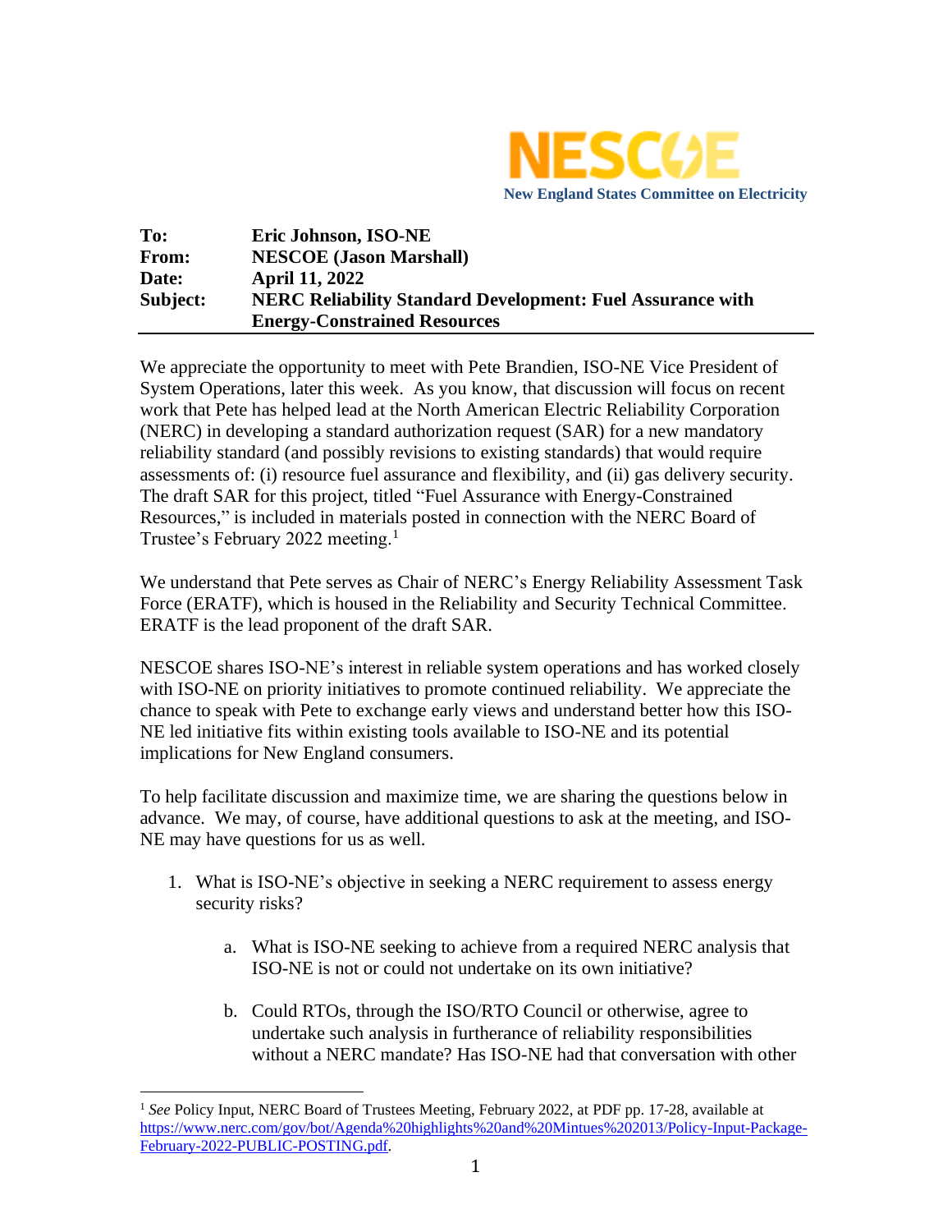NESCOE

New England States Committee on Electricity

**To:** Eric Johnson, ISO-NE
**From:** NESCOE (Jason Marshall)
**Date:** April 11, 2022
**Subject:** NERC Reliability Standard Development: Fuel Assurance with Energy-Constrained Resources

We appreciate the opportunity to meet with Pete Brandien, ISO-NE Vice President of System Operations, later this week. As you know, that discussion will focus on recent work that Pete has helped lead at the North American Electric Reliability Corporation (NERC) in developing a standard authorization request (SAR) for a new mandatory reliability standard (and possibly revisions to existing standards) that would require assessments of: (i) resource fuel assurance and flexibility, and (ii) gas delivery security. The draft SAR for this project, titled "Fuel Assurance with Energy-Constrained Resources," is included in materials posted in connection with the NERC Board of Trustee's February 2022 meeting.[1]

We understand that Pete serves as Chair of NERC's Energy Reliability Assessment Task Force (ERATF), which is housed in the Reliability and Security Technical Committee. ERATF is the lead proponent of the draft SAR.

NESCOE shares ISO-NE's interest in reliable system operations and has worked closely with ISO-NE on priority initiatives to promote continued reliability. We appreciate the chance to speak with Pete to exchange early views and understand better how this ISO-NE led initiative fits within existing tools available to ISO-NE and its potential implications for New England consumers.

To help facilitate discussion and maximize time, we are sharing the questions below in advance. We may, of course, have additional questions to ask at the meeting, and ISO-NE may have questions for us as well.

1. What is ISO-NE's objective in seeking a NERC requirement to assess energy security risks?
    a. What is ISO-NE seeking to achieve from a required NERC analysis that ISO-NE is not or could not undertake on its own initiative?
    b. Could RTOs, through the ISO/RTO Council or otherwise, agree to undertake such analysis in furtherance of reliability responsibilities without a NERC mandate? Has ISO-NE had that conversation with other

[1] *See* Policy Input, NERC Board of Trustees Meeting, February 2022, at PDF pp. 17-28, available at https://www.nerc.com/gov/bot/Agenda%20highlights%20and%20Mintues%202013/Policy-Input-Package-February-2022-PUBLIC-POSTING.pdf.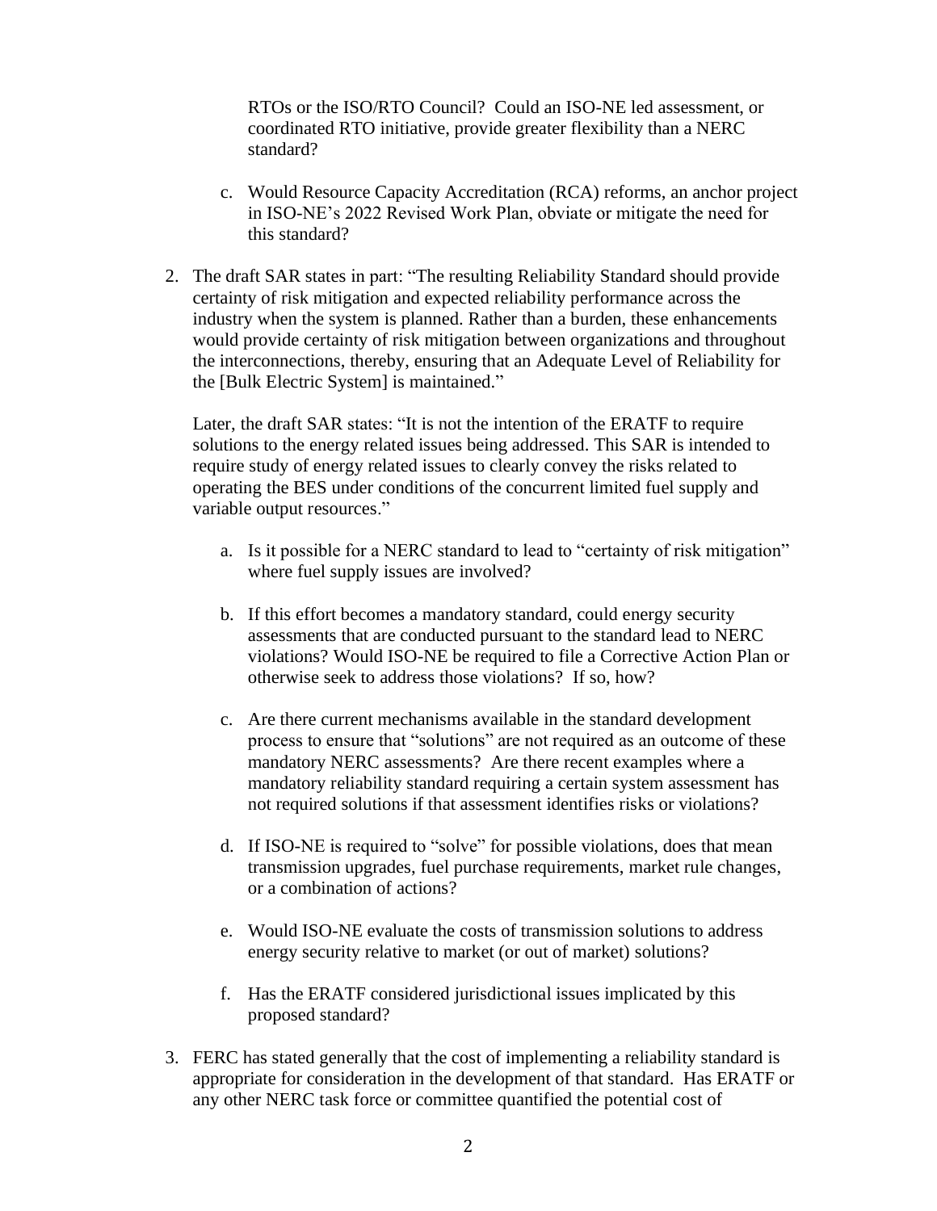RTOs or the ISO/RTO Council? Could an ISO-NE led assessment, or coordinated RTO initiative, provide greater flexibility than a NERC standard?

   c. Would Resource Capacity Accreditation (RCA) reforms, an anchor project in ISO-NE's 2022 Revised Work Plan, obviate or mitigate the need for this standard?

2. The draft SAR states in part: "The resulting Reliability Standard should provide certainty of risk mitigation and expected reliability performance across the industry when the system is planned. Rather than a burden, these enhancements would provide certainty of risk mitigation between organizations and throughout the interconnections, thereby, ensuring that an Adequate Level of Reliability for the [Bulk Electric System] is maintained."

   Later, the draft SAR states: "It is not the intention of the ERATF to require solutions to the energy related issues being addressed. This SAR is intended to require study of energy related issues to clearly convey the risks related to operating the BES under conditions of the concurrent limited fuel supply and variable output resources."

   a. Is it possible for a NERC standard to lead to "certainty of risk mitigation" where fuel supply issues are involved?

   b. If this effort becomes a mandatory standard, could energy security assessments that are conducted pursuant to the standard lead to NERC violations? Would ISO-NE be required to file a Corrective Action Plan or otherwise seek to address those violations? If so, how?

   c. Are there current mechanisms available in the standard development process to ensure that "solutions" are not required as an outcome of these mandatory NERC assessments? Are there recent examples where a mandatory reliability standard requiring a certain system assessment has not required solutions if that assessment identifies risks or violations?

   d. If ISO-NE is required to "solve" for possible violations, does that mean transmission upgrades, fuel purchase requirements, market rule changes, or a combination of actions?

   e. Would ISO-NE evaluate the costs of transmission solutions to address energy security relative to market (or out of market) solutions?

   f. Has the ERATF considered jurisdictional issues implicated by this proposed standard?

3. FERC has stated generally that the cost of implementing a reliability standard is appropriate for consideration in the development of that standard. Has ERATF or any other NERC task force or committee quantified the potential cost of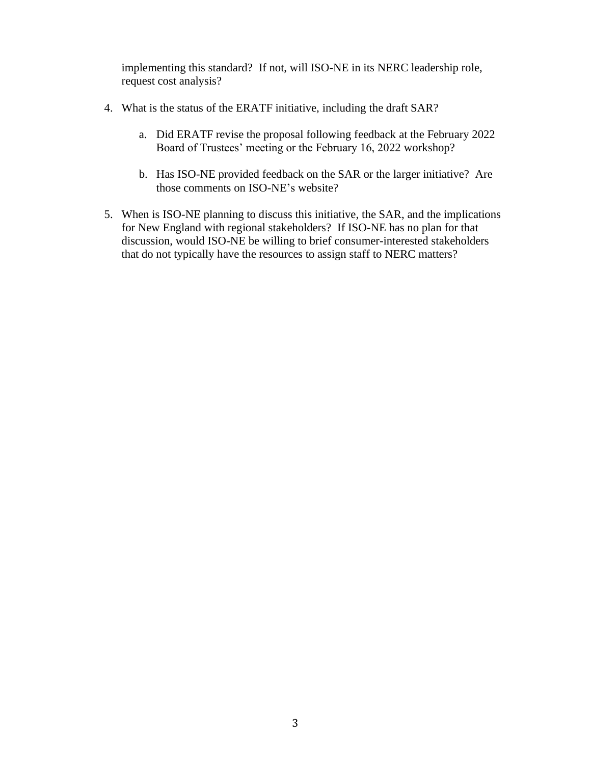implementing this standard? If not, will ISO-NE in its NERC leadership role, request cost analysis?

4. What is the status of the ERATF initiative, including the draft SAR?

   a. Did ERATF revise the proposal following feedback at the February 2022 Board of Trustees' meeting or the February 16, 2022 workshop?

   b. Has ISO-NE provided feedback on the SAR or the larger initiative? Are those comments on ISO-NE's website?

5. When is ISO-NE planning to discuss this initiative, the SAR, and the implications for New England with regional stakeholders? If ISO-NE has no plan for that discussion, would ISO-NE be willing to brief consumer-interested stakeholders that do not typically have the resources to assign staff to NERC matters?